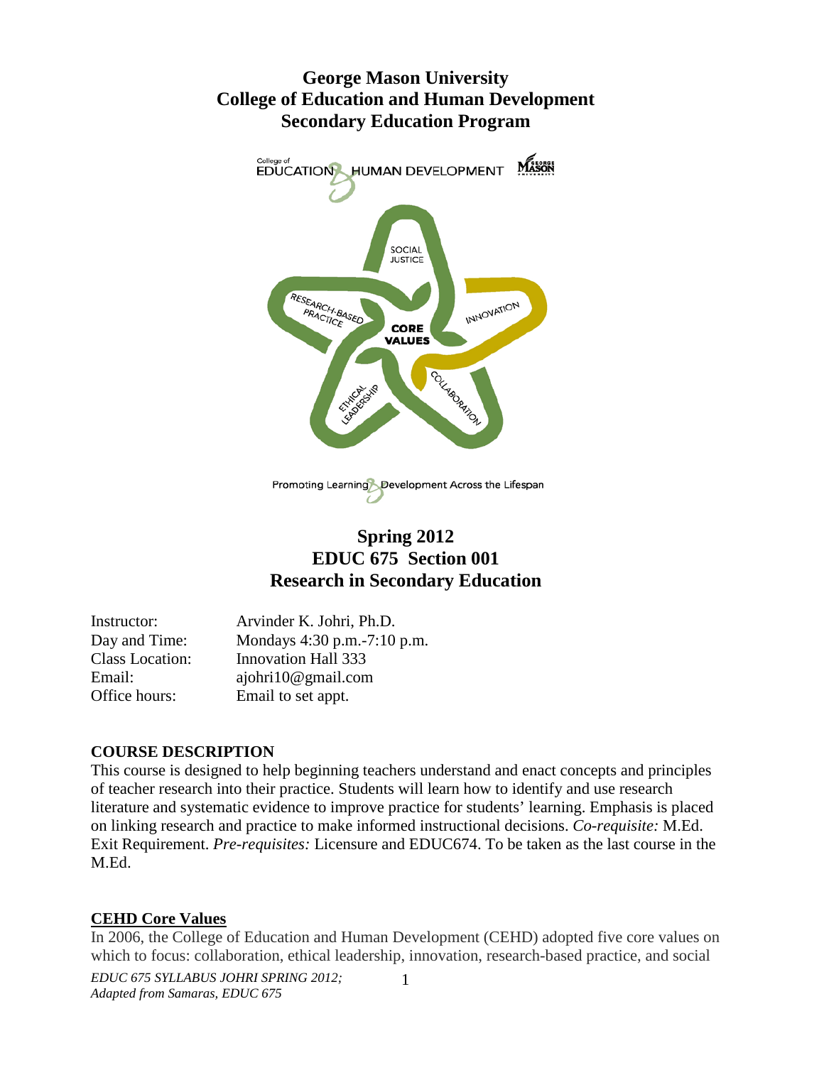# George Mason University
# College of Education and Human Development
# Secondary Education Program

## Spring 2012
## EDUC 675 Section 001
## Research in Secondary Education

Instructor: Arvinder K. Johri, Ph.D.
Day and Time: Mondays 4:30 p.m.-7:10 p.m.
Class Location: Innovation Hall 333
Email: ajohri10@gmail.com
Office hours: Email to set appt.

### COURSE DESCRIPTION

This course is designed to help beginning teachers understand and enact concepts and principles of teacher research into their practice. Students will learn how to identify and use research literature and systematic evidence to improve practice for students' learning. Emphasis is placed on linking research and practice to make informed instructional decisions. *Co-requisite:* M.Ed. Exit Requirement. *Pre-requisites:* Licensure and EDUC674. To be taken as the last course in the M.Ed.

### CEHD Core Values

In 2006, the College of Education and Human Development (CEHD) adopted five core values on which to focus: collaboration, ethical leadership, innovation, research-based practice, and social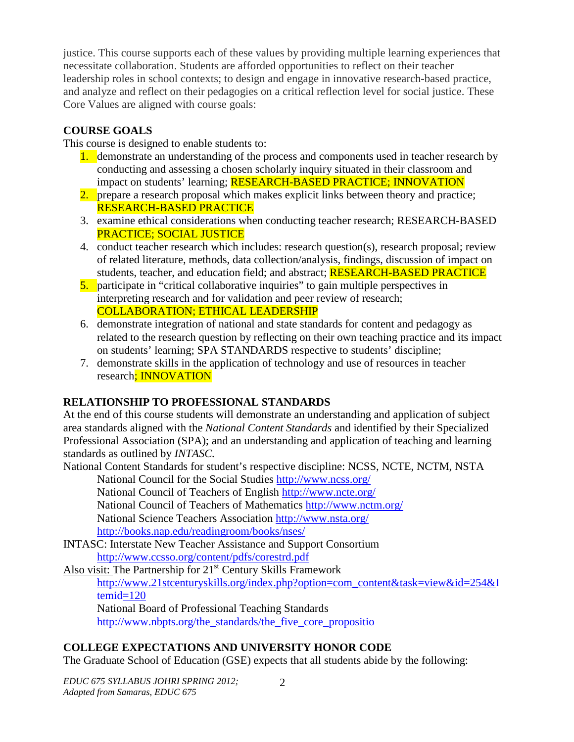justice. This course supports each of these values by providing multiple learning experiences that necessitate collaboration. Students are afforded opportunities to reflect on their teacher leadership roles in school contexts; to design and engage in innovative research-based practice, and analyze and reflect on their pedagogies on a critical reflection level for social justice. These Core Values are aligned with course goals:

## COURSE GOALS

This course is designed to enable students to:

1. demonstrate an understanding of the process and components used in teacher research by conducting and assessing a chosen scholarly inquiry situated in their classroom and impact on students' learning; RESEARCH-BASED PRACTICE; INNOVATION
2. prepare a research proposal which makes explicit links between theory and practice; RESEARCH-BASED PRACTICE
3. examine ethical considerations when conducting teacher research; RESEARCH-BASED PRACTICE; SOCIAL JUSTICE
4. conduct teacher research which includes: research question(s), research proposal; review of related literature, methods, data collection/analysis, findings, discussion of impact on students, teacher, and education field; and abstract; RESEARCH-BASED PRACTICE
5. participate in "critical collaborative inquiries" to gain multiple perspectives in interpreting research and for validation and peer review of research; COLLABORATION; ETHICAL LEADERSHIP
6. demonstrate integration of national and state standards for content and pedagogy as related to the research question by reflecting on their own teaching practice and its impact on students' learning; SPA STANDARDS respective to students' discipline;
7. demonstrate skills in the application of technology and use of resources in teacher research; INNOVATION

## RELATIONSHIP TO PROFESSIONAL STANDARDS

At the end of this course students will demonstrate an understanding and application of subject area standards aligned with the *National Content Standards* and identified by their Specialized Professional Association (SPA); and an understanding and application of teaching and learning standards as outlined by *INTASC.*

National Content Standards for student's respective discipline: NCSS, NCTE, NCTM, NSTA

- National Council for the Social Studies http://www.ncss.org/
- National Council of Teachers of English http://www.ncte.org/
- National Council of Teachers of Mathematics http://www.nctm.org/
- National Science Teachers Association http://www.nsta.org/
- http://books.nap.edu/readingroom/books/nses/

INTASC: Interstate New Teacher Assistance and Support Consortium

- http://www.ccsso.org/content/pdfs/corestrd.pdf

Also visit: The Partnership for 21st Century Skills Framework

- http://www.21stcenturyskills.org/index.php?option=com_content&task=view&id=254&Itemid=120
- National Board of Professional Teaching Standards
- http://www.nbpts.org/the_standards/the_five_core_propositio

## COLLEGE EXPECTATIONS AND UNIVERSITY HONOR CODE

The Graduate School of Education (GSE) expects that all students abide by the following: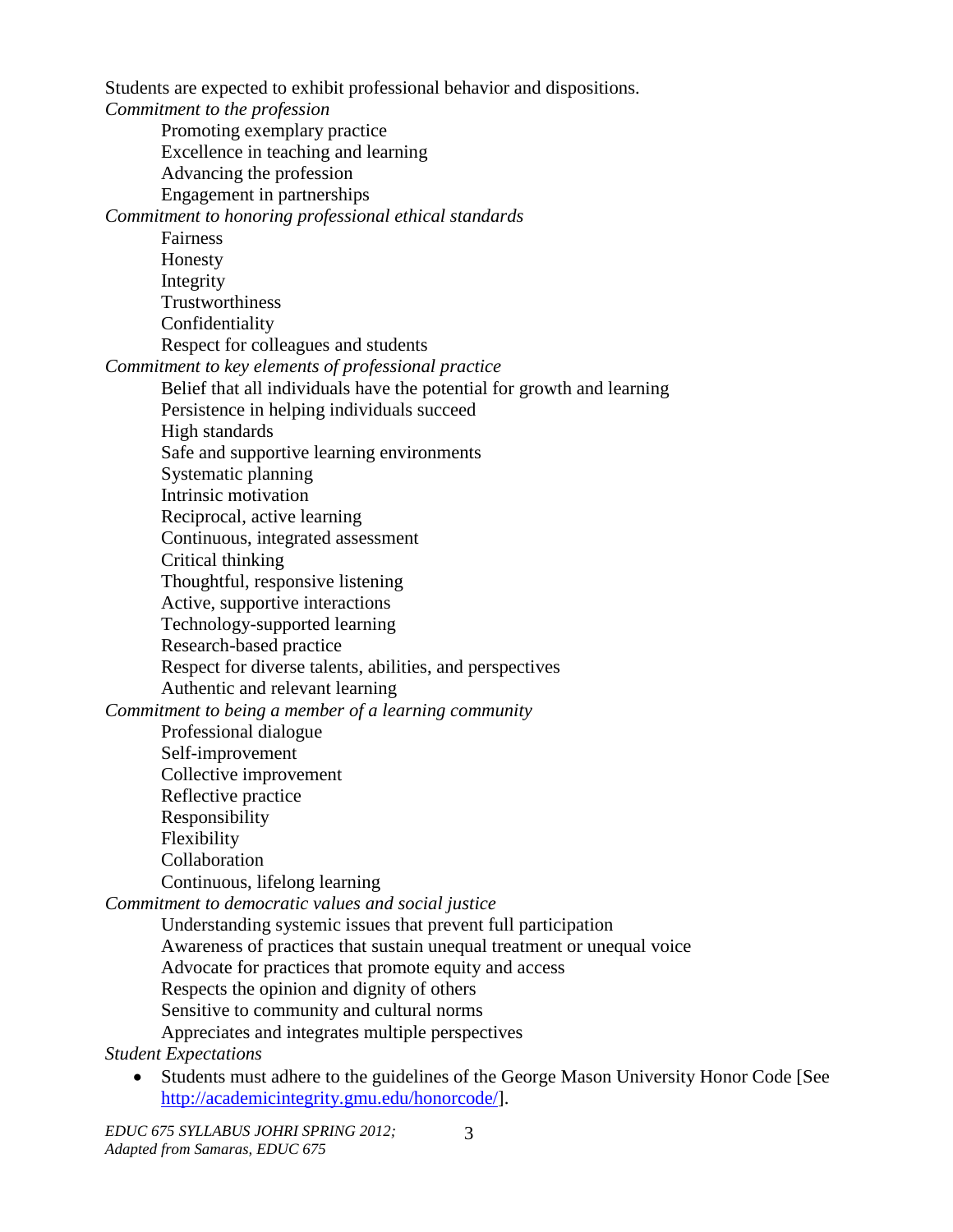Students are expected to exhibit professional behavior and dispositions.

*Commitment to the profession*

- Promoting exemplary practice
- Excellence in teaching and learning
- Advancing the profession
- Engagement in partnerships

*Commitment to honoring professional ethical standards*

- Fairness
- Honesty
- Integrity
- Trustworthiness
- Confidentiality
- Respect for colleagues and students

*Commitment to key elements of professional practice*

- Belief that all individuals have the potential for growth and learning
- Persistence in helping individuals succeed
- High standards
- Safe and supportive learning environments
- Systematic planning
- Intrinsic motivation
- Reciprocal, active learning
- Continuous, integrated assessment
- Critical thinking
- Thoughtful, responsive listening
- Active, supportive interactions
- Technology-supported learning
- Research-based practice
- Respect for diverse talents, abilities, and perspectives
- Authentic and relevant learning

*Commitment to being a member of a learning community*

- Professional dialogue
- Self-improvement
- Collective improvement
- Reflective practice
- Responsibility
- Flexibility
- Collaboration
- Continuous, lifelong learning

*Commitment to democratic values and social justice*

- Understanding systemic issues that prevent full participation
- Awareness of practices that sustain unequal treatment or unequal voice
- Advocate for practices that promote equity and access
- Respects the opinion and dignity of others
- Sensitive to community and cultural norms
- Appreciates and integrates multiple perspectives

*Student Expectations*

- Students must adhere to the guidelines of the George Mason University Honor Code [See http://academicintegrity.gmu.edu/honorcode/].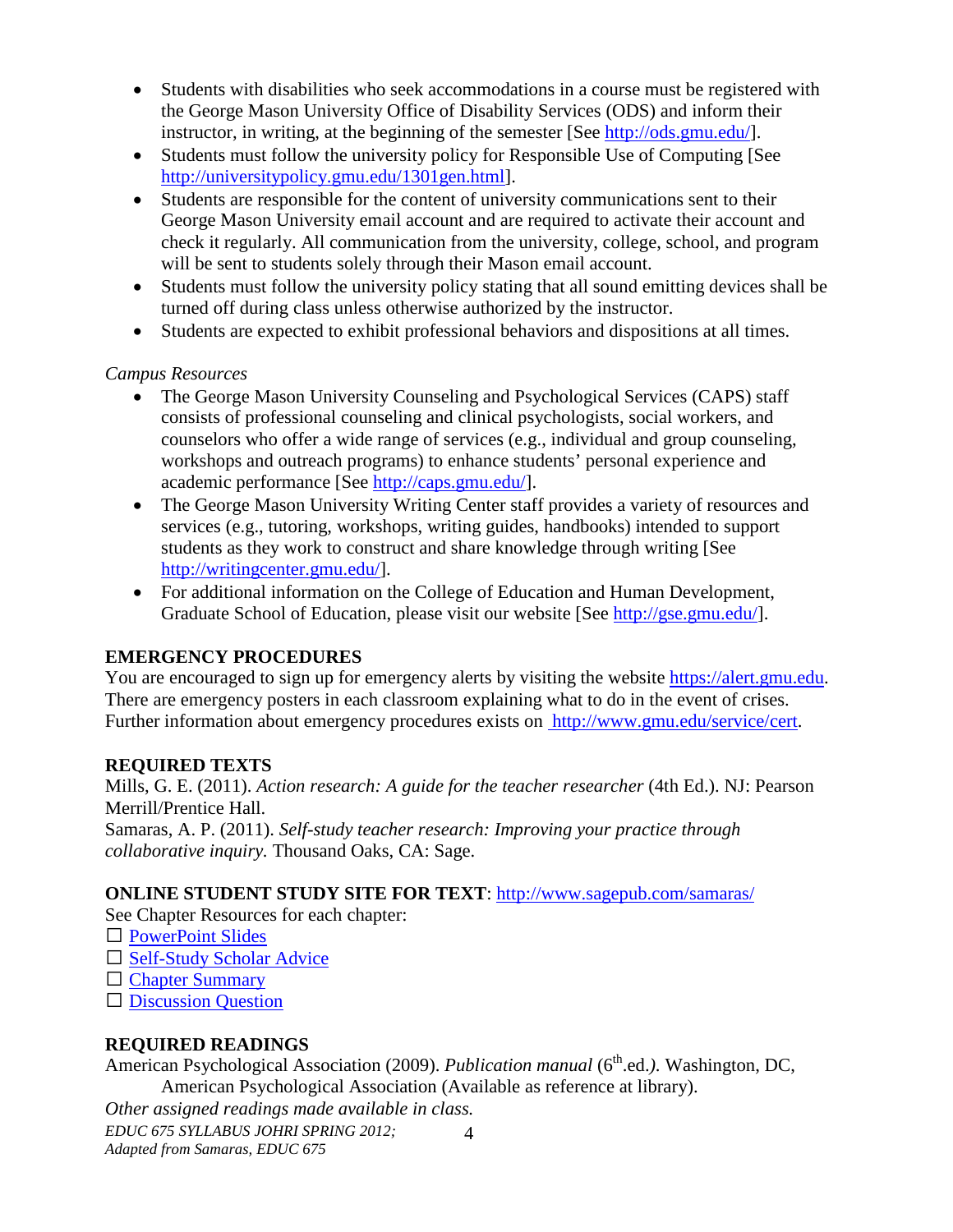- Students with disabilities who seek accommodations in a course must be registered with the George Mason University Office of Disability Services (ODS) and inform their instructor, in writing, at the beginning of the semester [See http://ods.gmu.edu/].
- Students must follow the university policy for Responsible Use of Computing [See http://universitypolicy.gmu.edu/1301gen.html].
- Students are responsible for the content of university communications sent to their George Mason University email account and are required to activate their account and check it regularly. All communication from the university, college, school, and program will be sent to students solely through their Mason email account.
- Students must follow the university policy stating that all sound emitting devices shall be turned off during class unless otherwise authorized by the instructor.
- Students are expected to exhibit professional behaviors and dispositions at all times.

*Campus Resources*

- The George Mason University Counseling and Psychological Services (CAPS) staff consists of professional counseling and clinical psychologists, social workers, and counselors who offer a wide range of services (e.g., individual and group counseling, workshops and outreach programs) to enhance students' personal experience and academic performance [See http://caps.gmu.edu/].
- The George Mason University Writing Center staff provides a variety of resources and services (e.g., tutoring, workshops, writing guides, handbooks) intended to support students as they work to construct and share knowledge through writing [See http://writingcenter.gmu.edu/].
- For additional information on the College of Education and Human Development, Graduate School of Education, please visit our website [See http://gse.gmu.edu/].

**EMERGENCY PROCEDURES**

You are encouraged to sign up for emergency alerts by visiting the website https://alert.gmu.edu. There are emergency posters in each classroom explaining what to do in the event of crises. Further information about emergency procedures exists on http://www.gmu.edu/service/cert.

**REQUIRED TEXTS**

Mills, G. E. (2011). *Action research: A guide for the teacher researcher* (4th Ed.). NJ: Pearson Merrill/Prentice Hall.

Samaras, A. P. (2011). *Self-study teacher research: Improving your practice through collaborative inquiry.* Thousand Oaks, CA: Sage.

**ONLINE STUDENT STUDY SITE FOR TEXT**: http://www.sagepub.com/samaras/

See Chapter Resources for each chapter:

☐ PowerPoint Slides
☐ Self-Study Scholar Advice
☐ Chapter Summary
☐ Discussion Question

**REQUIRED READINGS**

American Psychological Association (2009). *Publication manual* (6th.ed.*)*. Washington, DC, American Psychological Association (Available as reference at library).

*Other assigned readings made available in class.*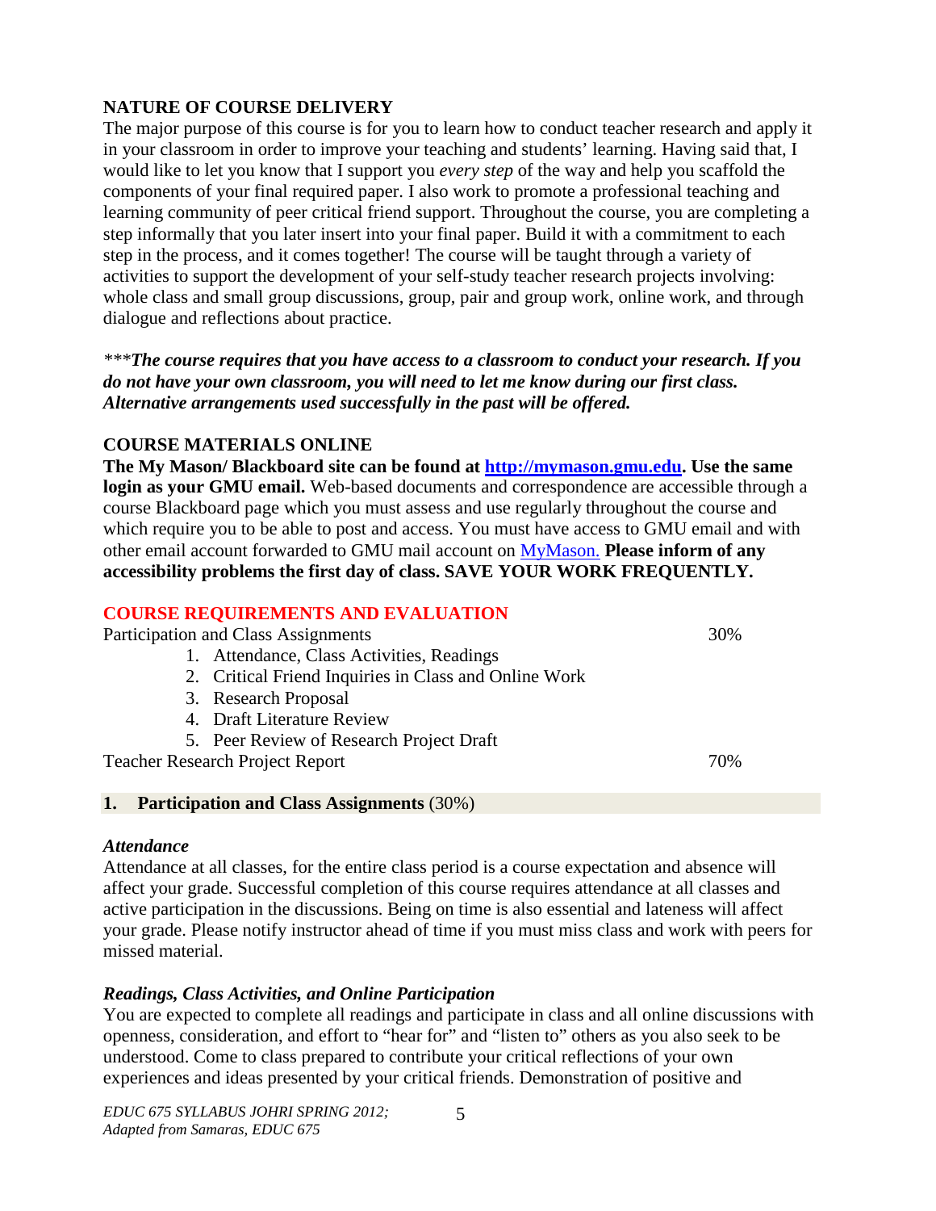## NATURE OF COURSE DELIVERY

The major purpose of this course is for you to learn how to conduct teacher research and apply it in your classroom in order to improve your teaching and students' learning. Having said that, I would like to let you know that I support you *every step* of the way and help you scaffold the components of your final required paper. I also work to promote a professional teaching and learning community of peer critical friend support. Throughout the course, you are completing a step informally that you later insert into your final paper. Build it with a commitment to each step in the process, and it comes together! The course will be taught through a variety of activities to support the development of your self-study teacher research projects involving: whole class and small group discussions, group, pair and group work, online work, and through dialogue and reflections about practice.

****The course requires that you have access to a classroom to conduct your research. If you do not have your own classroom, you will need to let me know during our first class. Alternative arrangements used successfully in the past will be offered.***

## COURSE MATERIALS ONLINE

**The My Mason/ Blackboard site can be found at [http://mymason.gmu.edu](http://mymason.gmu.edu). Use the same login as your GMU email.** Web-based documents and correspondence are accessible through a course Blackboard page which you must assess and use regularly throughout the course and which require you to be able to post and access. You must have access to GMU email and with other email account forwarded to GMU mail account on MyMason. **Please inform of any accessibility problems the first day of class. SAVE YOUR WORK FREQUENTLY.**

## COURSE REQUIREMENTS AND EVALUATION

Participation and Class Assignments — 30%

1. Attendance, Class Activities, Readings
2. Critical Friend Inquiries in Class and Online Work
3. Research Proposal
4. Draft Literature Review
5. Peer Review of Research Project Draft

Teacher Research Project Report — 70%

### 1. Participation and Class Assignments (30%)

***Attendance***

Attendance at all classes, for the entire class period is a course expectation and absence will affect your grade. Successful completion of this course requires attendance at all classes and active participation in the discussions. Being on time is also essential and lateness will affect your grade. Please notify instructor ahead of time if you must miss class and work with peers for missed material.

***Readings, Class Activities, and Online Participation***

You are expected to complete all readings and participate in class and all online discussions with openness, consideration, and effort to "hear for" and "listen to" others as you also seek to be understood. Come to class prepared to contribute your critical reflections of your own experiences and ideas presented by your critical friends. Demonstration of positive and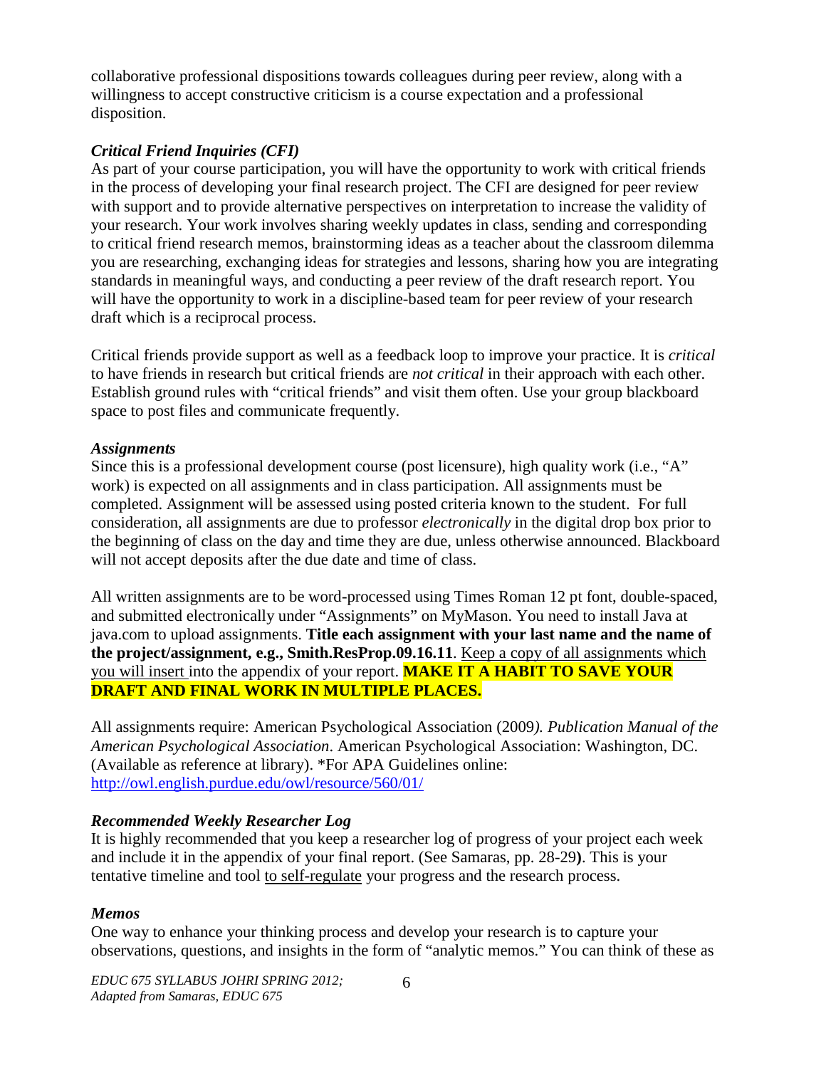collaborative professional dispositions towards colleagues during peer review, along with a willingness to accept constructive criticism is a course expectation and a professional disposition.

***Critical Friend Inquiries (CFI)***

As part of your course participation, you will have the opportunity to work with critical friends in the process of developing your final research project. The CFI are designed for peer review with support and to provide alternative perspectives on interpretation to increase the validity of your research. Your work involves sharing weekly updates in class, sending and corresponding to critical friend research memos, brainstorming ideas as a teacher about the classroom dilemma you are researching, exchanging ideas for strategies and lessons, sharing how you are integrating standards in meaningful ways, and conducting a peer review of the draft research report. You will have the opportunity to work in a discipline-based team for peer review of your research draft which is a reciprocal process.

Critical friends provide support as well as a feedback loop to improve your practice. It is *critical* to have friends in research but critical friends are *not critical* in their approach with each other. Establish ground rules with "critical friends" and visit them often. Use your group blackboard space to post files and communicate frequently.

***Assignments***

Since this is a professional development course (post licensure), high quality work (i.e., "A" work) is expected on all assignments and in class participation. All assignments must be completed. Assignment will be assessed using posted criteria known to the student. For full consideration, all assignments are due to professor *electronically* in the digital drop box prior to the beginning of class on the day and time they are due, unless otherwise announced. Blackboard will not accept deposits after the due date and time of class.

All written assignments are to be word-processed using Times Roman 12 pt font, double-spaced, and submitted electronically under "Assignments" on MyMason. You need to install Java at java.com to upload assignments. **Title each assignment with your last name and the name of the project/assignment, e.g., Smith.ResProp.09.16.11**. Keep a copy of all assignments which you will insert into the appendix of your report. **MAKE IT A HABIT TO SAVE YOUR DRAFT AND FINAL WORK IN MULTIPLE PLACES.**

All assignments require: American Psychological Association (2009*). Publication Manual of the American Psychological Association*. American Psychological Association: Washington, DC. (Available as reference at library). *For APA Guidelines online: http://owl.english.purdue.edu/owl/resource/560/01/

***Recommended Weekly Researcher Log***

It is highly recommended that you keep a researcher log of progress of your project each week and include it in the appendix of your final report. (See Samaras, pp. 28-29**)**. This is your tentative timeline and tool to self-regulate your progress and the research process.

***Memos***

One way to enhance your thinking process and develop your research is to capture your observations, questions, and insights in the form of "analytic memos." You can think of these as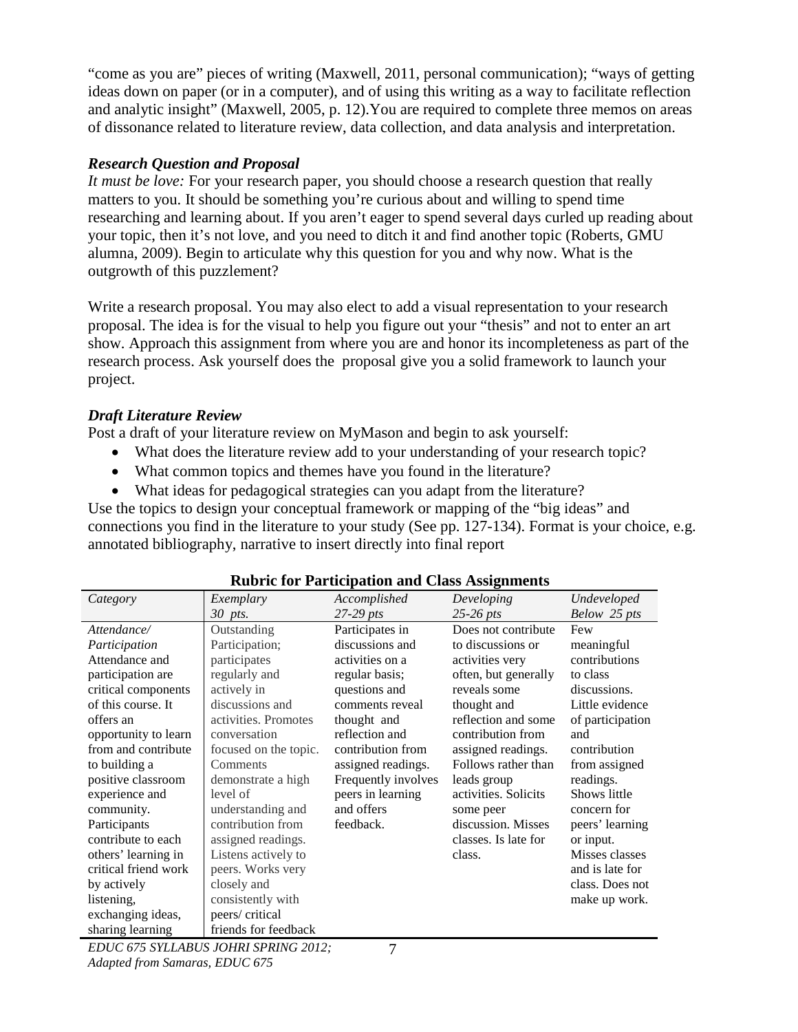"come as you are" pieces of writing (Maxwell, 2011, personal communication); "ways of getting ideas down on paper (or in a computer), and of using this writing as a way to facilitate reflection and analytic insight" (Maxwell, 2005, p. 12).You are required to complete three memos on areas of dissonance related to literature review, data collection, and data analysis and interpretation.

### *Research Question and Proposal*

*It must be love:* For your research paper, you should choose a research question that really matters to you. It should be something you're curious about and willing to spend time researching and learning about. If you aren't eager to spend several days curled up reading about your topic, then it's not love, and you need to ditch it and find another topic (Roberts, GMU alumna, 2009). Begin to articulate why this question for you and why now. What is the outgrowth of this puzzlement?

Write a research proposal. You may also elect to add a visual representation to your research proposal. The idea is for the visual to help you figure out your "thesis" and not to enter an art show. Approach this assignment from where you are and honor its incompleteness as part of the research process. Ask yourself does the proposal give you a solid framework to launch your project.

### *Draft Literature Review*

Post a draft of your literature review on MyMason and begin to ask yourself:

- What does the literature review add to your understanding of your research topic?
- What common topics and themes have you found in the literature?
- What ideas for pedagogical strategies can you adapt from the literature?

Use the topics to design your conceptual framework or mapping of the "big ideas" and connections you find in the literature to your study (See pp. 127-134). Format is your choice, e.g. annotated bibliography, narrative to insert directly into final report

**Rubric for Participation and Class Assignments**

| *Category* | *Exemplary* 30 pts. | *Accomplished* 27-29 pts | *Developing* 25-26 pts | *Undeveloped* Below 25 pts |
|---|---|---|---|---|
| *Attendance/ Participation* Attendance and participation are critical components of this course. It offers an opportunity to learn from and contribute to building a positive classroom experience and community. Participants contribute to each others' learning in critical friend work by actively listening, exchanging ideas, sharing learning | Outstanding Participation; participates regularly and actively in discussions and activities. Promotes conversation focused on the topic. Comments demonstrate a high level of understanding and contribution from assigned readings. Listens actively to peers. Works very closely and consistently with peers/ critical friends for feedback | Participates in discussions and activities on a regular basis; questions and comments reveal thought and reflection and contribution from assigned readings. Frequently involves peers in learning and offers feedback. | Does not contribute to discussions or activities very often, but generally reveals some thought and reflection and some contribution from assigned readings. Follows rather than leads group activities. Solicits some peer discussion. Misses classes. Is late for class. | Few meaningful contributions to class discussions. Little evidence of participation and contribution from assigned readings. Shows little concern for peers' learning or input. Misses classes and is late for class. Does not make up work. |

*EDUC 675 SYLLABUS JOHRI SPRING 2012; Adapted from Samaras, EDUC 675*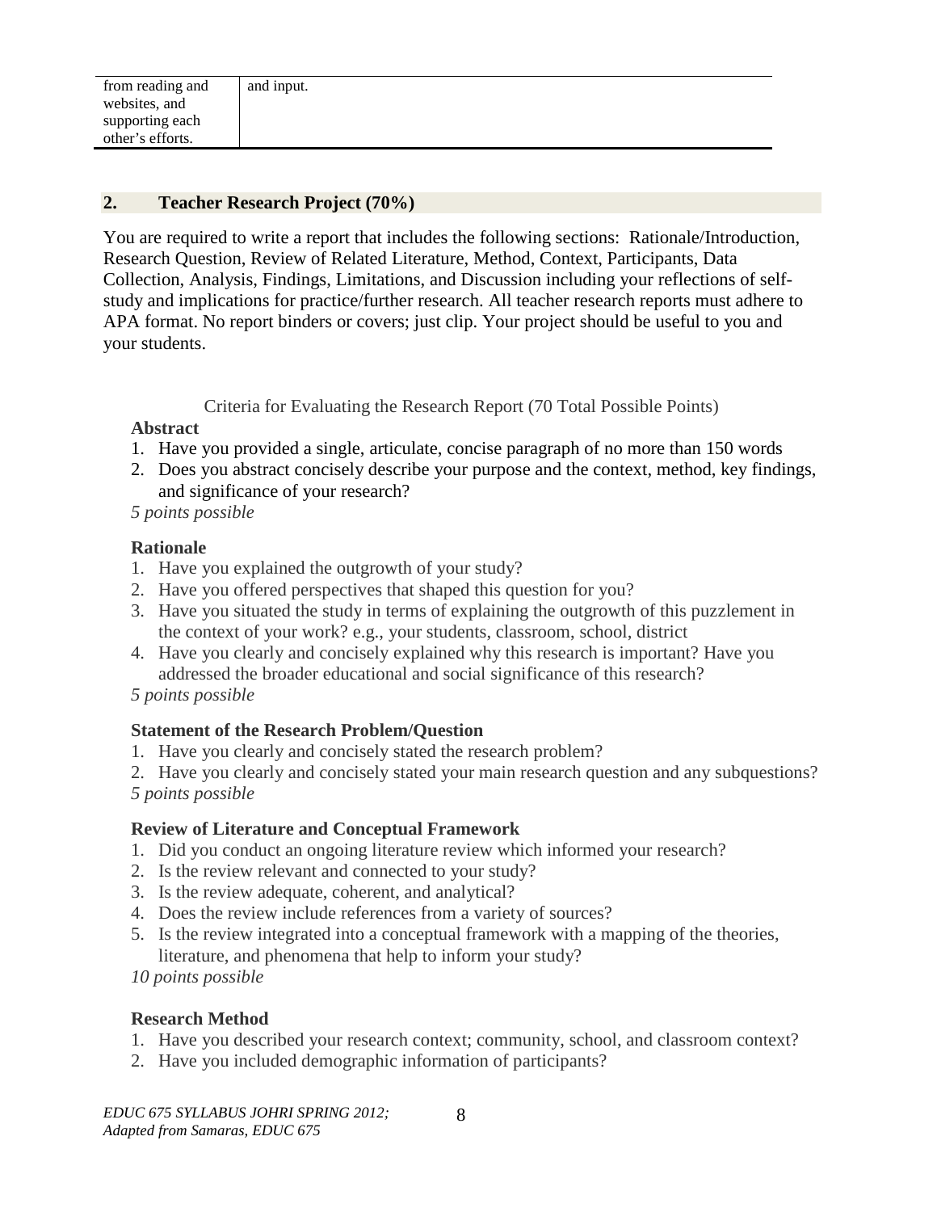| from reading and websites, and supporting each other's efforts. | and input. |
|---|---|

## 2. Teacher Research Project (70%)

You are required to write a report that includes the following sections: Rationale/Introduction, Research Question, Review of Related Literature, Method, Context, Participants, Data Collection, Analysis, Findings, Limitations, and Discussion including your reflections of self-study and implications for practice/further research. All teacher research reports must adhere to APA format. No report binders or covers; just clip. Your project should be useful to you and your students.

Criteria for Evaluating the Research Report (70 Total Possible Points)

**Abstract**

1. Have you provided a single, articulate, concise paragraph of no more than 150 words
2. Does you abstract concisely describe your purpose and the context, method, key findings, and significance of your research?

*5 points possible*

**Rationale**

1. Have you explained the outgrowth of your study?
2. Have you offered perspectives that shaped this question for you?
3. Have you situated the study in terms of explaining the outgrowth of this puzzlement in the context of your work? e.g., your students, classroom, school, district
4. Have you clearly and concisely explained why this research is important? Have you addressed the broader educational and social significance of this research?

*5 points possible*

**Statement of the Research Problem/Question**

1. Have you clearly and concisely stated the research problem?
2. Have you clearly and concisely stated your main research question and any subquestions?

*5 points possible*

**Review of Literature and Conceptual Framework**

1. Did you conduct an ongoing literature review which informed your research?
2. Is the review relevant and connected to your study?
3. Is the review adequate, coherent, and analytical?
4. Does the review include references from a variety of sources?
5. Is the review integrated into a conceptual framework with a mapping of the theories, literature, and phenomena that help to inform your study?

*10 points possible*

**Research Method**

1. Have you described your research context; community, school, and classroom context?
2. Have you included demographic information of participants?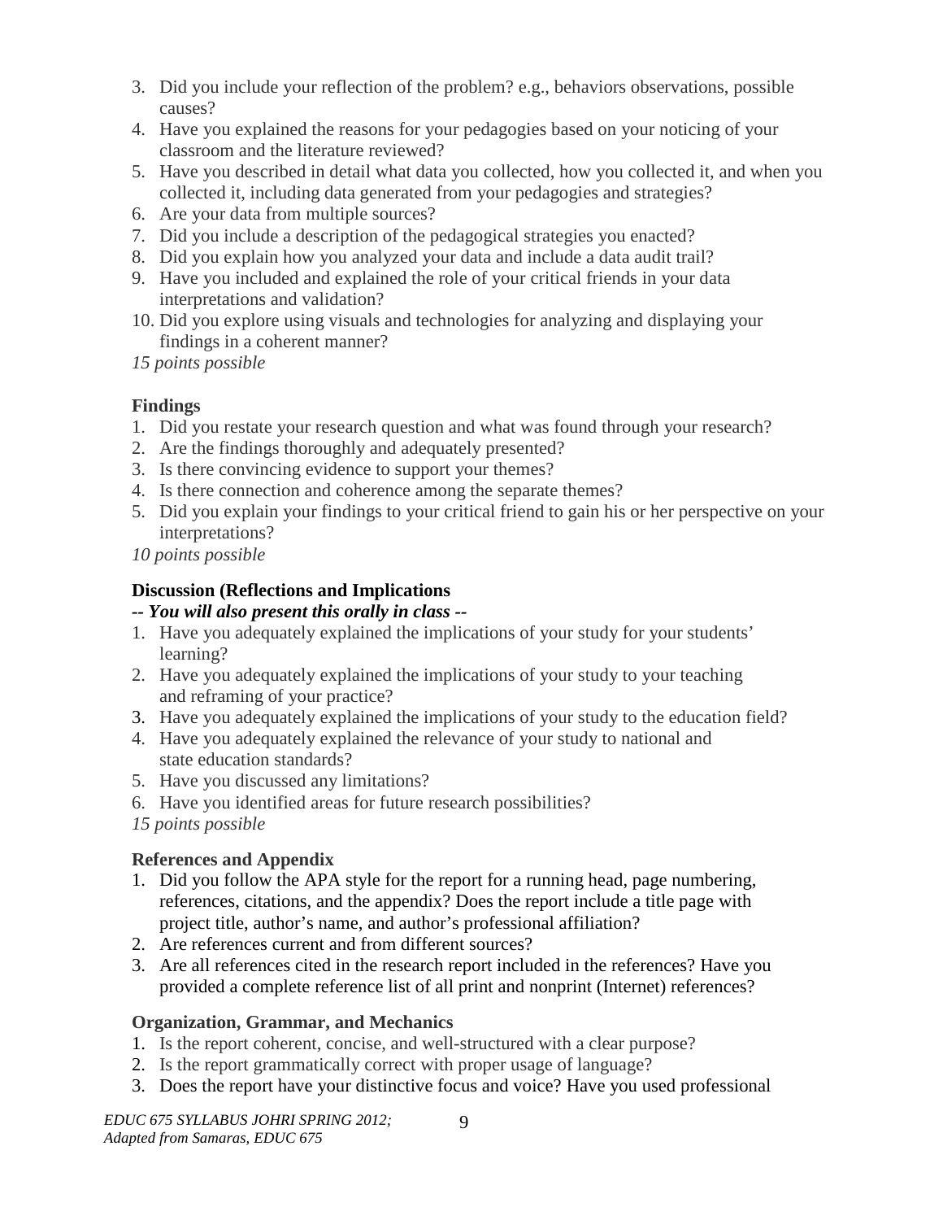3. Did you include your reflection of the problem? e.g., behaviors observations, possible causes?
4. Have you explained the reasons for your pedagogies based on your noticing of your classroom and the literature reviewed?
5. Have you described in detail what data you collected, how you collected it, and when you collected it, including data generated from your pedagogies and strategies?
6. Are your data from multiple sources?
7. Did you include a description of the pedagogical strategies you enacted?
8. Did you explain how you analyzed your data and include a data audit trail?
9. Have you included and explained the role of your critical friends in your data interpretations and validation?
10. Did you explore using visuals and technologies for analyzing and displaying your findings in a coherent manner?

*15 points possible*

**Findings**

1. Did you restate your research question and what was found through your research?
2. Are the findings thoroughly and adequately presented?
3. Is there convincing evidence to support your themes?
4. Is there connection and coherence among the separate themes?
5. Did you explain your findings to your critical friend to gain his or her perspective on your interpretations?

*10 points possible*

**Discussion (Reflections and Implications**

***-- You will also present this orally in class --***

1. Have you adequately explained the implications of your study for your students' learning?
2. Have you adequately explained the implications of your study to your teaching and reframing of your practice?
3. Have you adequately explained the implications of your study to the education field?
4. Have you adequately explained the relevance of your study to national and state education standards?
5. Have you discussed any limitations?
6. Have you identified areas for future research possibilities?

*15 points possible*

**References and Appendix**

1. Did you follow the APA style for the report for a running head, page numbering, references, citations, and the appendix? Does the report include a title page with project title, author's name, and author's professional affiliation?
2. Are references current and from different sources?
3. Are all references cited in the research report included in the references? Have you provided a complete reference list of all print and nonprint (Internet) references?

**Organization, Grammar, and Mechanics**

1. Is the report coherent, concise, and well-structured with a clear purpose?
2. Is the report grammatically correct with proper usage of language?
3. Does the report have your distinctive focus and voice? Have you used professional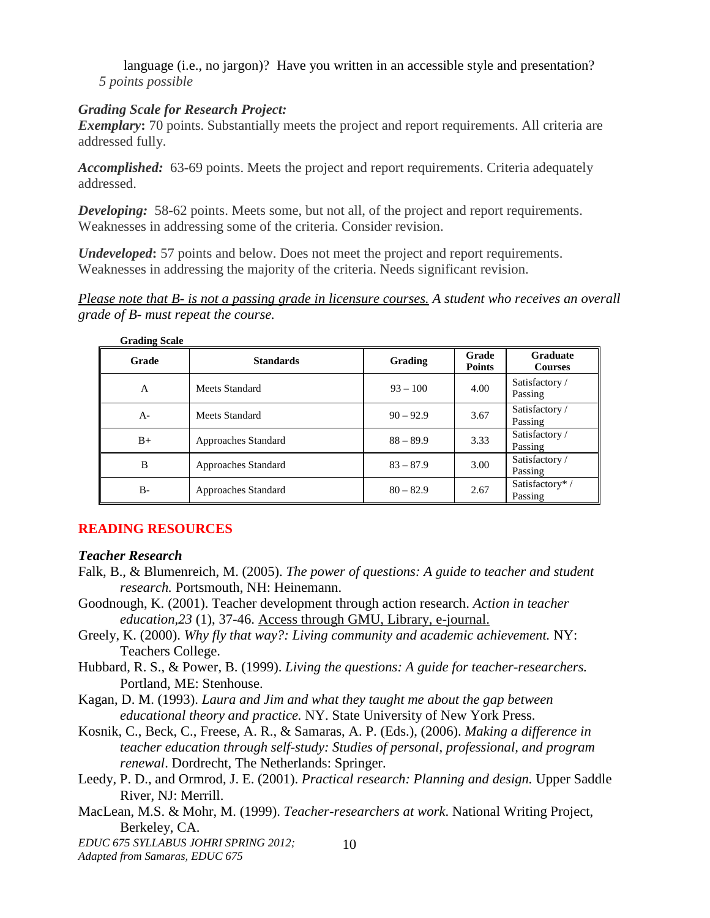language (i.e., no jargon)? Have you written in an accessible style and presentation?
*5 points possible*

***Grading Scale for Research Project:***

***Exemplary*****:** 70 points. Substantially meets the project and report requirements. All criteria are addressed fully.

***Accomplished:*** 63-69 points. Meets the project and report requirements. Criteria adequately addressed.

***Developing:*** 58-62 points. Meets some, but not all, of the project and report requirements. Weaknesses in addressing some of the criteria. Consider revision.

***Undeveloped*****:** 57 points and below. Does not meet the project and report requirements. Weaknesses in addressing the majority of the criteria. Needs significant revision.

*Please note that B- is not a passing grade in licensure courses. A student who receives an overall grade of B- must repeat the course.*

**Grading Scale**

| Grade | Standards | Grading | Grade Points | Graduate Courses |
|---|---|---|---|---|
| A | Meets Standard | 93 – 100 | 4.00 | Satisfactory / Passing |
| A- | Meets Standard | 90 – 92.9 | 3.67 | Satisfactory / Passing |
| B+ | Approaches Standard | 88 – 89.9 | 3.33 | Satisfactory / Passing |
| B | Approaches Standard | 83 – 87.9 | 3.00 | Satisfactory / Passing |
| B- | Approaches Standard | 80 – 82.9 | 2.67 | Satisfactory* / Passing |

## READING RESOURCES

### *Teacher Research*

Falk, B., & Blumenreich, M. (2005). *The power of questions: A guide to teacher and student research.* Portsmouth, NH: Heinemann.

Goodnough, K. (2001). Teacher development through action research. *Action in teacher education,23* (1), 37-46. Access through GMU, Library, e-journal.

Greely, K. (2000). *Why fly that way?: Living community and academic achievement.* NY: Teachers College.

Hubbard, R. S., & Power, B. (1999). *Living the questions: A guide for teacher-researchers.* Portland, ME: Stenhouse.

Kagan, D. M. (1993). *Laura and Jim and what they taught me about the gap between educational theory and practice.* NY. State University of New York Press.

Kosnik, C., Beck, C., Freese, A. R., & Samaras, A. P. (Eds.), (2006). *Making a difference in teacher education through self-study: Studies of personal, professional, and program renewal*. Dordrecht, The Netherlands: Springer.

Leedy, P. D., and Ormrod, J. E. (2001). *Practical research: Planning and design.* Upper Saddle River, NJ: Merrill.

MacLean, M.S. & Mohr, M. (1999). *Teacher-researchers at work.* National Writing Project, Berkeley, CA.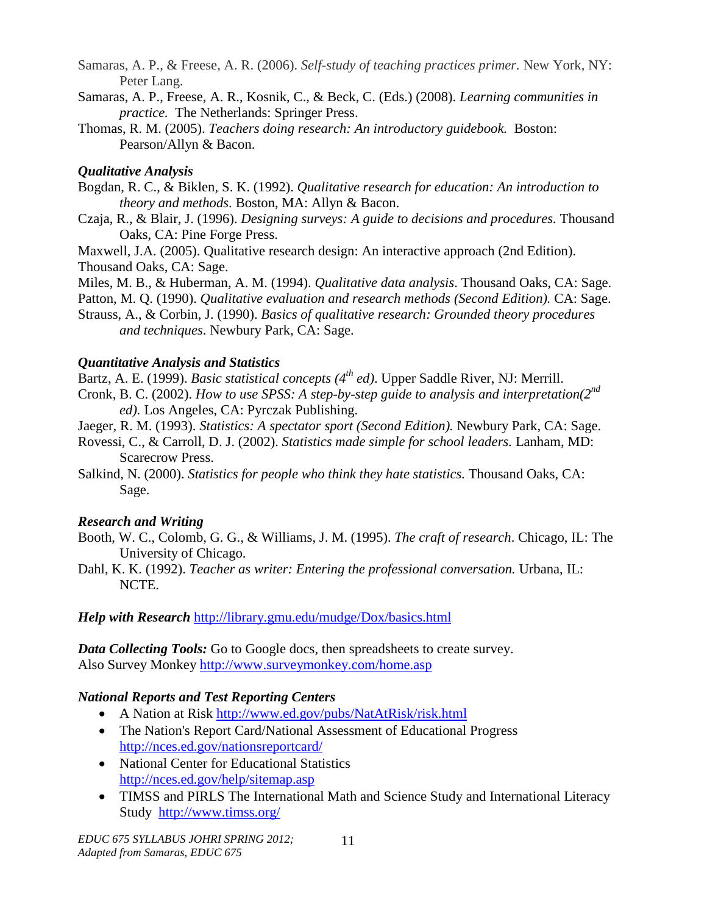Samaras, A. P., & Freese, A. R. (2006). *Self-study of teaching practices primer.* New York, NY: Peter Lang.

Samaras, A. P., Freese, A. R., Kosnik, C., & Beck, C. (Eds.) (2008). *Learning communities in practice.* The Netherlands: Springer Press.

Thomas, R. M. (2005). *Teachers doing research: An introductory guidebook.* Boston: Pearson/Allyn & Bacon.

### *Qualitative Analysis*

Bogdan, R. C., & Biklen, S. K. (1992). *Qualitative research for education: An introduction to theory and methods*. Boston, MA: Allyn & Bacon.

Czaja, R., & Blair, J. (1996). *Designing surveys: A guide to decisions and procedures.* Thousand Oaks, CA: Pine Forge Press.

Maxwell, J.A. (2005). Qualitative research design: An interactive approach (2nd Edition). Thousand Oaks, CA: Sage.

Miles, M. B., & Huberman, A. M. (1994). *Qualitative data analysis*. Thousand Oaks, CA: Sage.

Patton, M. Q. (1990). *Qualitative evaluation and research methods (Second Edition).* CA: Sage.

Strauss, A., & Corbin, J. (1990). *Basics of qualitative research: Grounded theory procedures and techniques*. Newbury Park, CA: Sage.

### *Quantitative Analysis and Statistics*

Bartz, A. E. (1999). *Basic statistical concepts (4th ed)*. Upper Saddle River, NJ: Merrill.

Cronk, B. C. (2002). *How to use SPSS: A step-by-step guide to analysis and interpretation(2nd ed).* Los Angeles, CA: Pyrczak Publishing.

Jaeger, R. M. (1993). *Statistics: A spectator sport (Second Edition).* Newbury Park, CA: Sage.

Rovessi, C., & Carroll, D. J. (2002). *Statistics made simple for school leaders.* Lanham, MD: Scarecrow Press.

Salkind, N. (2000). *Statistics for people who think they hate statistics.* Thousand Oaks, CA: Sage.

### *Research and Writing*

Booth, W. C., Colomb, G. G., & Williams, J. M. (1995). *The craft of research*. Chicago, IL: The University of Chicago.

Dahl, K. K. (1992). *Teacher as writer: Entering the professional conversation.* Urbana, IL: NCTE.

***Help with Research*** http://library.gmu.edu/mudge/Dox/basics.html

***Data Collecting Tools:*** Go to Google docs, then spreadsheets to create survey.
Also Survey Monkey http://www.surveymonkey.com/home.asp

### *National Reports and Test Reporting Centers*

- A Nation at Risk http://www.ed.gov/pubs/NatAtRisk/risk.html
- The Nation's Report Card/National Assessment of Educational Progress http://nces.ed.gov/nationsreportcard/
- National Center for Educational Statistics http://nces.ed.gov/help/sitemap.asp
- TIMSS and PIRLS The International Math and Science Study and International Literacy Study http://www.timss.org/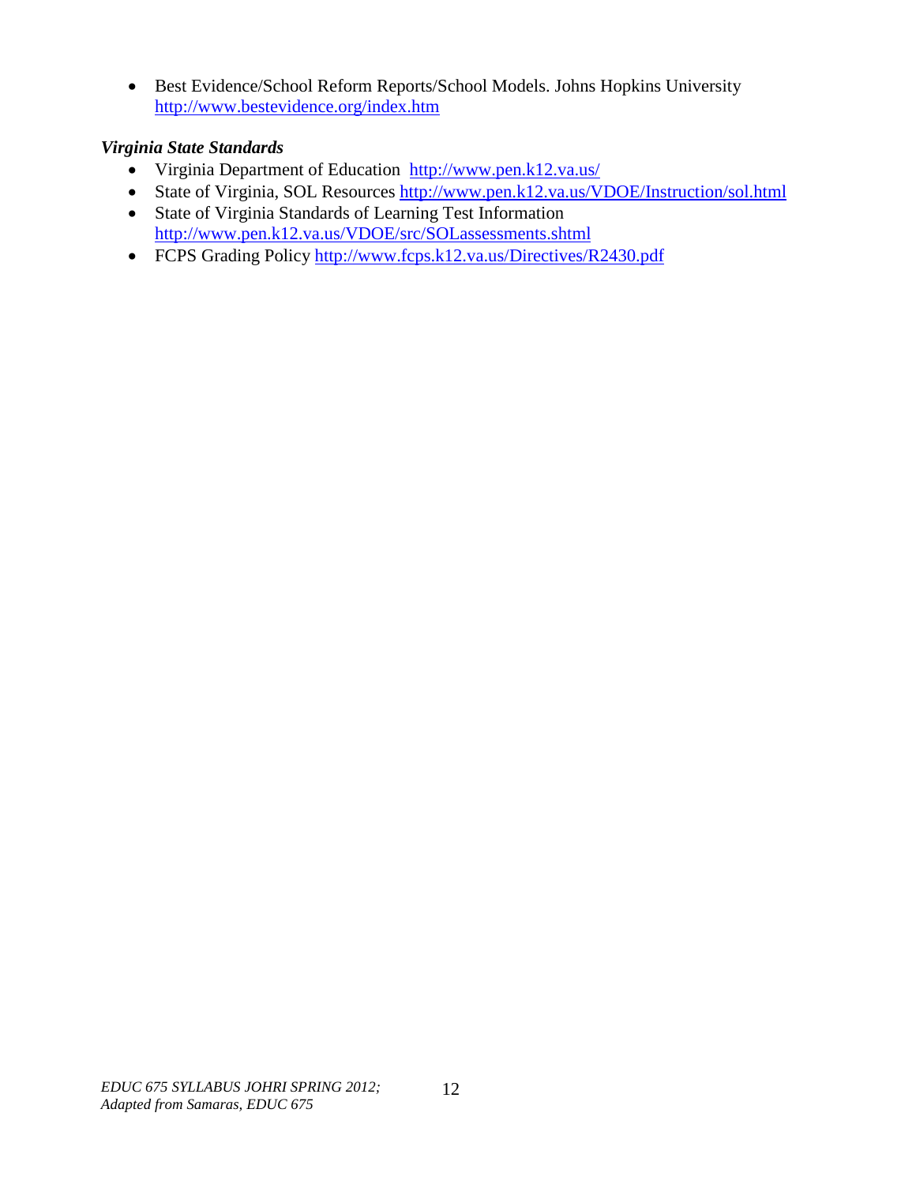- Best Evidence/School Reform Reports/School Models. Johns Hopkins University http://www.bestevidence.org/index.htm

***Virginia State Standards***

- Virginia Department of Education http://www.pen.k12.va.us/
- State of Virginia, SOL Resources http://www.pen.k12.va.us/VDOE/Instruction/sol.html
- State of Virginia Standards of Learning Test Information http://www.pen.k12.va.us/VDOE/src/SOLassessments.shtml
- FCPS Grading Policy http://www.fcps.k12.va.us/Directives/R2430.pdf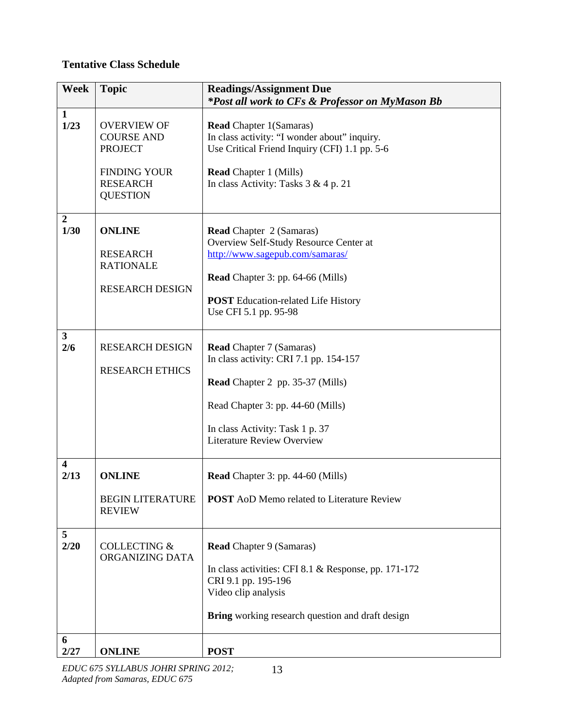**Tentative Class Schedule**

| Week | Topic | Readings/Assignment Due<br>***Post all work to CFs & Professor on MyMason Bb*** |
|---|---|---|
| **1**<br>**1/23** | OVERVIEW OF COURSE AND PROJECT<br><br>FINDING YOUR RESEARCH QUESTION | **Read** Chapter 1(Samaras)<br>In class activity: "I wonder about" inquiry.<br>Use Critical Friend Inquiry (CFI) 1.1 pp. 5-6<br><br>**Read** Chapter 1 (Mills)<br>In class Activity: Tasks 3 & 4 p. 21 |
| **2**<br>**1/30** | **ONLINE**<br><br>RESEARCH RATIONALE<br><br>RESEARCH DESIGN | **Read** Chapter 2 (Samaras)<br>Overview Self-Study Resource Center at http://www.sagepub.com/samaras/<br><br>**Read** Chapter 3: pp. 64-66 (Mills)<br><br>**POST** Education-related Life History<br>Use CFI 5.1 pp. 95-98 |
| **3**<br>**2/6** | RESEARCH DESIGN<br><br>RESEARCH ETHICS | **Read** Chapter 7 (Samaras)<br>In class activity: CRI 7.1 pp. 154-157<br><br>**Read** Chapter 2 pp. 35-37 (Mills)<br><br>Read Chapter 3: pp. 44-60 (Mills)<br><br>In class Activity: Task 1 p. 37<br>Literature Review Overview |
| **4**<br>**2/13** | **ONLINE**<br><br>BEGIN LITERATURE REVIEW | **Read** Chapter 3: pp. 44-60 (Mills)<br><br>**POST** AoD Memo related to Literature Review |
| **5**<br>**2/20** | COLLECTING & ORGANIZING DATA | **Read** Chapter 9 (Samaras)<br><br>In class activities: CFI 8.1 & Response, pp. 171-172<br>CRI 9.1 pp. 195-196<br>Video clip analysis<br><br>**Bring** working research question and draft design |
| **6**<br>**2/27** | **ONLINE** | **POST** |

*EDUC 675 SYLLABUS JOHRI SPRING 2012; Adapted from Samaras, EDUC 675*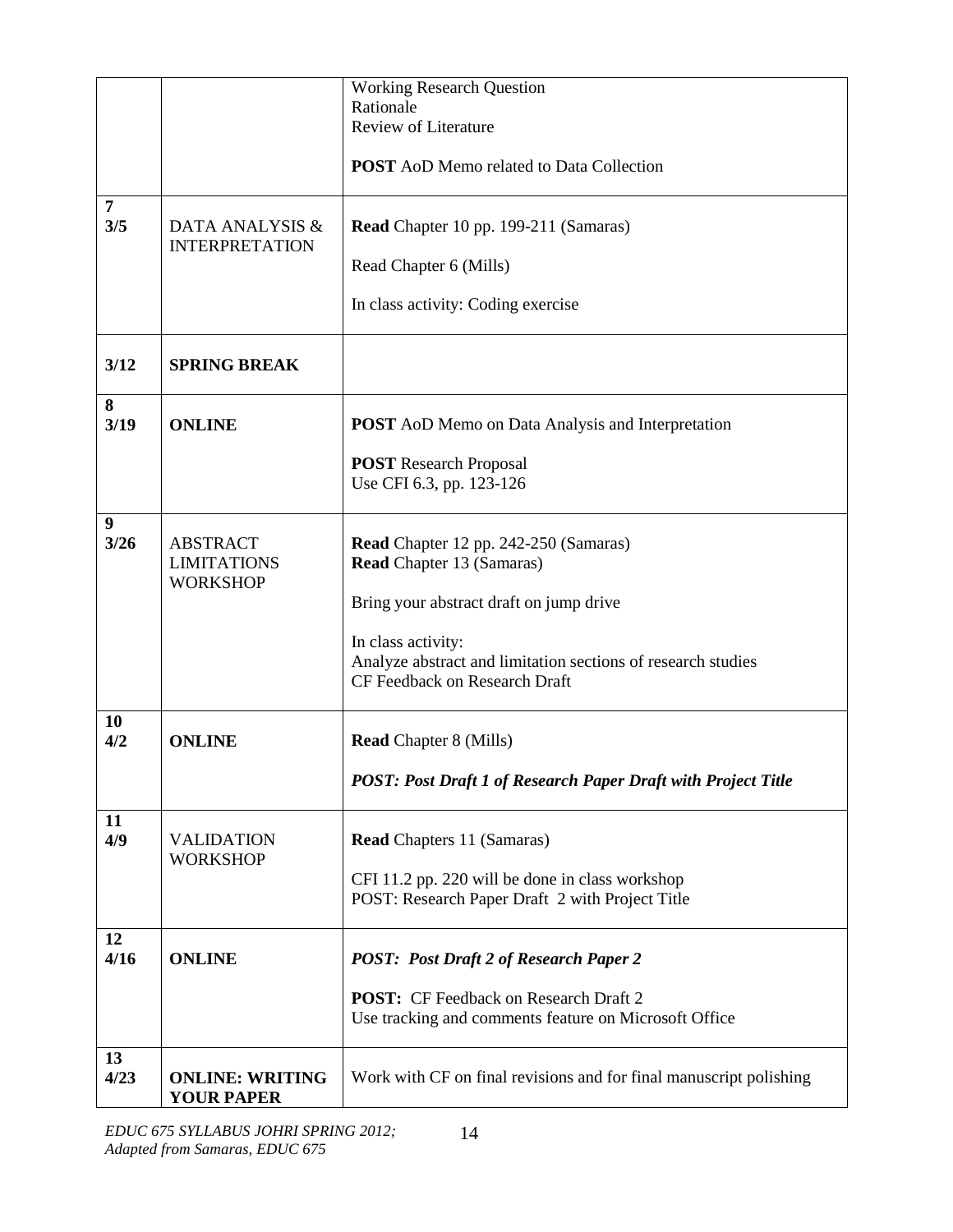| | | |
|---|---|---|
| | | Working Research Question<br>Rationale<br>Review of Literature<br><br>**POST** AoD Memo related to Data Collection |
| **7**<br>**3/5** | DATA ANALYSIS & INTERPRETATION | **Read** Chapter 10 pp. 199-211 (Samaras)<br><br>Read Chapter 6 (Mills)<br><br>In class activity: Coding exercise |
| **3/12** | **SPRING BREAK** | |
| **8**<br>**3/19** | **ONLINE** | **POST** AoD Memo on Data Analysis and Interpretation<br><br>**POST** Research Proposal<br>Use CFI 6.3, pp. 123-126 |
| **9**<br>**3/26** | ABSTRACT<br>LIMITATIONS<br>WORKSHOP | **Read** Chapter 12 pp. 242-250 (Samaras)<br>**Read** Chapter 13 (Samaras)<br><br>Bring your abstract draft on jump drive<br><br>In class activity:<br>Analyze abstract and limitation sections of research studies<br>CF Feedback on Research Draft |
| **10**<br>**4/2** | **ONLINE** | **Read** Chapter 8 (Mills)<br><br>***POST: Post Draft 1 of Research Paper Draft with Project Title*** |
| **11**<br>**4/9** | VALIDATION WORKSHOP | **Read** Chapters 11 (Samaras)<br><br>CFI 11.2 pp. 220 will be done in class workshop<br>POST: Research Paper Draft 2 with Project Title |
| **12**<br>**4/16** | **ONLINE** | ***POST: Post Draft 2 of Research Paper 2***<br><br>**POST:** CF Feedback on Research Draft 2<br>Use tracking and comments feature on Microsoft Office |
| **13**<br>**4/23** | **ONLINE: WRITING YOUR PAPER** | Work with CF on final revisions and for final manuscript polishing |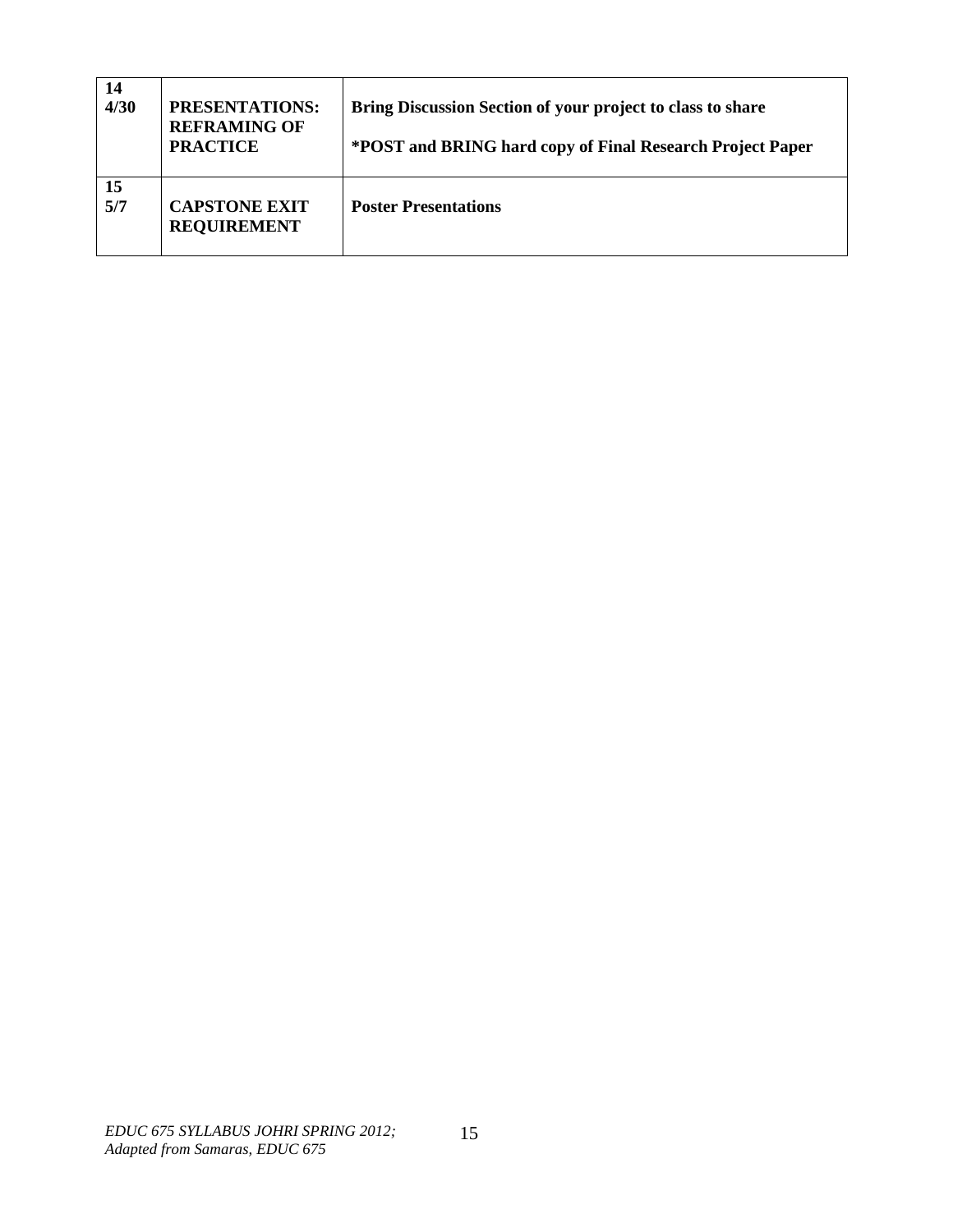| | | |
|---|---|---|
| **14 4/30** | **PRESENTATIONS: REFRAMING OF PRACTICE** | **Bring Discussion Section of your project to class to share**<br><br>***POST and BRING hard copy of Final Research Project Paper** |
| **15 5/7** | **CAPSTONE EXIT REQUIREMENT** | **Poster Presentations** |